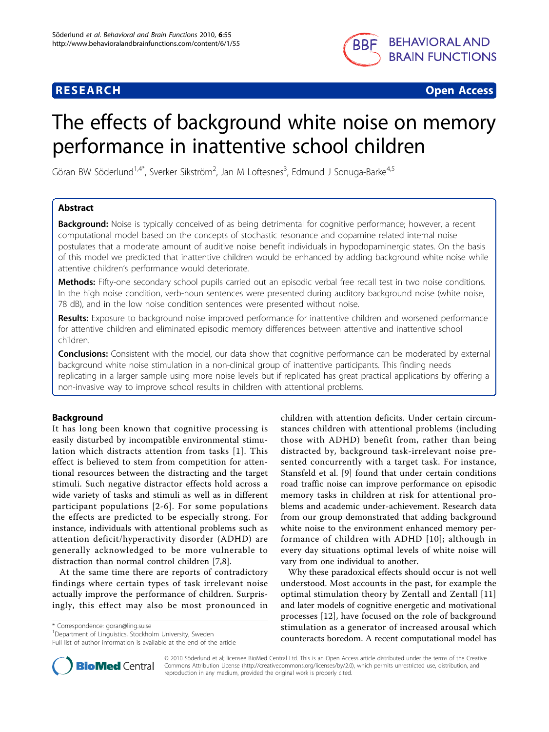**RESEARCH** **Open Access**

# The effects of background white noise on memory performance in inattentive school children

Göran BW Söderlund[1,4*], Sverker Sikström[2], Jan M Loftesnes[3], Edmund J Sonuga-Barke[4,5]

## Abstract

**Background:** Noise is typically conceived of as being detrimental for cognitive performance; however, a recent computational model based on the concepts of stochastic resonance and dopamine related internal noise postulates that a moderate amount of auditive noise benefit individuals in hypodopaminergic states. On the basis of this model we predicted that inattentive children would be enhanced by adding background white noise while attentive children's performance would deteriorate.

**Methods:** Fifty-one secondary school pupils carried out an episodic verbal free recall test in two noise conditions. In the high noise condition, verb-noun sentences were presented during auditory background noise (white noise, 78 dB), and in the low noise condition sentences were presented without noise.

**Results:** Exposure to background noise improved performance for inattentive children and worsened performance for attentive children and eliminated episodic memory differences between attentive and inattentive school children.

**Conclusions:** Consistent with the model, our data show that cognitive performance can be moderated by external background white noise stimulation in a non-clinical group of inattentive participants. This finding needs replicating in a larger sample using more noise levels but if replicated has great practical applications by offering a non-invasive way to improve school results in children with attentional problems.

## Background

It has long been known that cognitive processing is easily disturbed by incompatible environmental stimulation which distracts attention from tasks [1]. This effect is believed to stem from competition for attentional resources between the distracting and the target stimuli. Such negative distractor effects hold across a wide variety of tasks and stimuli as well as in different participant populations [2-6]. For some populations the effects are predicted to be especially strong. For instance, individuals with attentional problems such as attention deficit/hyperactivity disorder (ADHD) are generally acknowledged to be more vulnerable to distraction than normal control children [7,8].

At the same time there are reports of contradictory findings where certain types of task irrelevant noise actually improve the performance of children. Surprisingly, this effect may also be most pronounced in children with attention deficits. Under certain circumstances children with attentional problems (including those with ADHD) benefit from, rather than being distracted by, background task-irrelevant noise presented concurrently with a target task. For instance, Stansfeld et al. [9] found that under certain conditions road traffic noise can improve performance on episodic memory tasks in children at risk for attentional problems and academic under-achievement. Research data from our group demonstrated that adding background white noise to the environment enhanced memory performance of children with ADHD [10]; although in every day situations optimal levels of white noise will vary from one individual to another.

Why these paradoxical effects should occur is not well understood. Most accounts in the past, for example the optimal stimulation theory by Zentall and Zentall [11] and later models of cognitive energetic and motivational processes [12], have focused on the role of background stimulation as a generator of increased arousal which counteracts boredom. A recent computational model has

* Correspondence: goran@ling.su.se
[1]Department of Linguistics, Stockholm University, Sweden
Full list of author information is available at the end of the article

© 2010 Söderlund et al; licensee BioMed Central Ltd. This is an Open Access article distributed under the terms of the Creative Commons Attribution License (http://creativecommons.org/licenses/by/2.0), which permits unrestricted use, distribution, and reproduction in any medium, provided the original work is properly cited.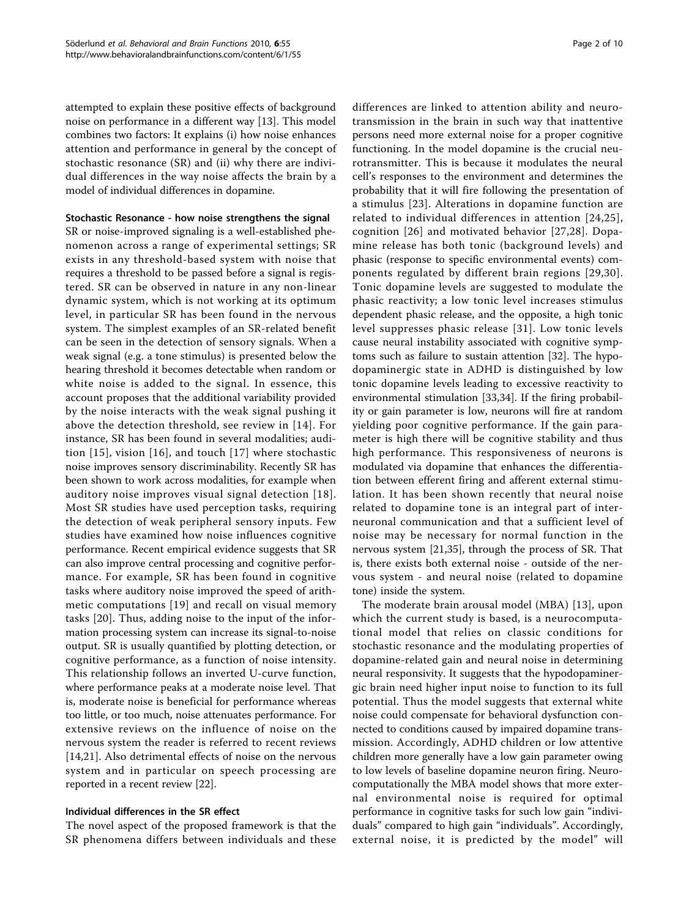attempted to explain these positive effects of background noise on performance in a different way [13]. This model combines two factors: It explains (i) how noise enhances attention and performance in general by the concept of stochastic resonance (SR) and (ii) why there are individual differences in the way noise affects the brain by a model of individual differences in dopamine.

### Stochastic Resonance - how noise strengthens the signal

SR or noise-improved signaling is a well-established phenomenon across a range of experimental settings; SR exists in any threshold-based system with noise that requires a threshold to be passed before a signal is registered. SR can be observed in nature in any non-linear dynamic system, which is not working at its optimum level, in particular SR has been found in the nervous system. The simplest examples of an SR-related benefit can be seen in the detection of sensory signals. When a weak signal (e.g. a tone stimulus) is presented below the hearing threshold it becomes detectable when random or white noise is added to the signal. In essence, this account proposes that the additional variability provided by the noise interacts with the weak signal pushing it above the detection threshold, see review in [14]. For instance, SR has been found in several modalities; audition [15], vision [16], and touch [17] where stochastic noise improves sensory discriminability. Recently SR has been shown to work across modalities, for example when auditory noise improves visual signal detection [18]. Most SR studies have used perception tasks, requiring the detection of weak peripheral sensory inputs. Few studies have examined how noise influences cognitive performance. Recent empirical evidence suggests that SR can also improve central processing and cognitive performance. For example, SR has been found in cognitive tasks where auditory noise improved the speed of arithmetic computations [19] and recall on visual memory tasks [20]. Thus, adding noise to the input of the information processing system can increase its signal-to-noise output. SR is usually quantified by plotting detection, or cognitive performance, as a function of noise intensity. This relationship follows an inverted U-curve function, where performance peaks at a moderate noise level. That is, moderate noise is beneficial for performance whereas too little, or too much, noise attenuates performance. For extensive reviews on the influence of noise on the nervous system the reader is referred to recent reviews [14,21]. Also detrimental effects of noise on the nervous system and in particular on speech processing are reported in a recent review [22].

### Individual differences in the SR effect

The novel aspect of the proposed framework is that the SR phenomena differs between individuals and these differences are linked to attention ability and neurotransmission in the brain in such way that inattentive persons need more external noise for a proper cognitive functioning. In the model dopamine is the crucial neurotransmitter. This is because it modulates the neural cell's responses to the environment and determines the probability that it will fire following the presentation of a stimulus [23]. Alterations in dopamine function are related to individual differences in attention [24,25], cognition [26] and motivated behavior [27,28]. Dopamine release has both tonic (background levels) and phasic (response to specific environmental events) components regulated by different brain regions [29,30]. Tonic dopamine levels are suggested to modulate the phasic reactivity; a low tonic level increases stimulus dependent phasic release, and the opposite, a high tonic level suppresses phasic release [31]. Low tonic levels cause neural instability associated with cognitive symptoms such as failure to sustain attention [32]. The hypodopaminergic state in ADHD is distinguished by low tonic dopamine levels leading to excessive reactivity to environmental stimulation [33,34]. If the firing probability or gain parameter is low, neurons will fire at random yielding poor cognitive performance. If the gain parameter is high there will be cognitive stability and thus high performance. This responsiveness of neurons is modulated via dopamine that enhances the differentiation between efferent firing and afferent external stimulation. It has been shown recently that neural noise related to dopamine tone is an integral part of interneuronal communication and that a sufficient level of noise may be necessary for normal function in the nervous system [21,35], through the process of SR. That is, there exists both external noise - outside of the nervous system - and neural noise (related to dopamine tone) inside the system.

The moderate brain arousal model (MBA) [13], upon which the current study is based, is a neurocomputational model that relies on classic conditions for stochastic resonance and the modulating properties of dopamine-related gain and neural noise in determining neural responsivity. It suggests that the hypodopaminergic brain need higher input noise to function to its full potential. Thus the model suggests that external white noise could compensate for behavioral dysfunction connected to conditions caused by impaired dopamine transmission. Accordingly, ADHD children or low attentive children more generally have a low gain parameter owing to low levels of baseline dopamine neuron firing. Neurocomputationally the MBA model shows that more external environmental noise is required for optimal performance in cognitive tasks for such low gain "individuals" compared to high gain "individuals". Accordingly, external noise, it is predicted by the model" will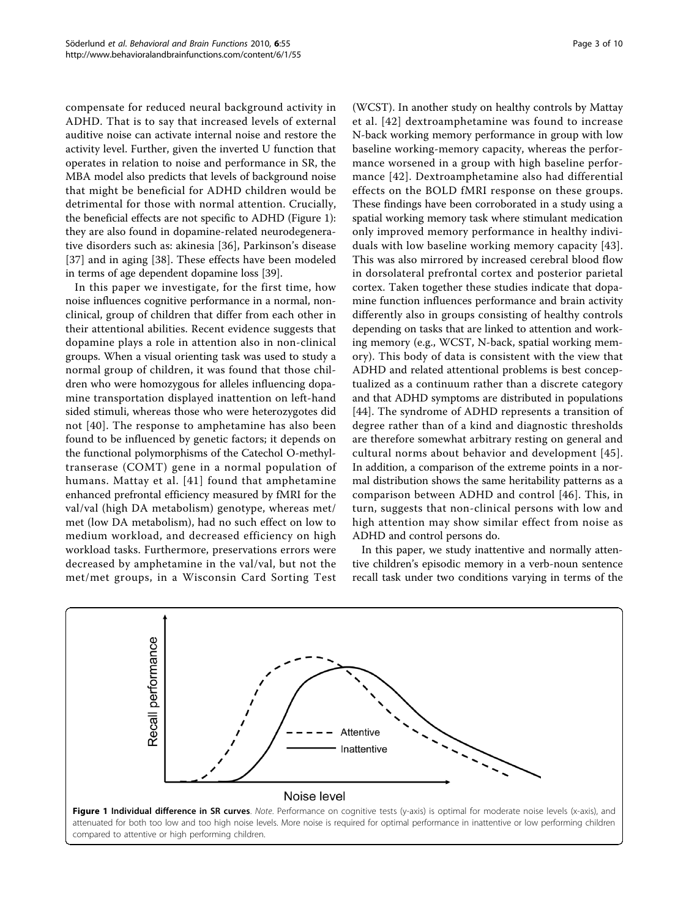compensate for reduced neural background activity in ADHD. That is to say that increased levels of external auditive noise can activate internal noise and restore the activity level. Further, given the inverted U function that operates in relation to noise and performance in SR, the MBA model also predicts that levels of background noise that might be beneficial for ADHD children would be detrimental for those with normal attention. Crucially, the beneficial effects are not specific to ADHD (Figure 1): they are also found in dopamine-related neurodegenerative disorders such as: akinesia [36], Parkinson's disease [37] and in aging [38]. These effects have been modeled in terms of age dependent dopamine loss [39].

In this paper we investigate, for the first time, how noise influences cognitive performance in a normal, non-clinical, group of children that differ from each other in their attentional abilities. Recent evidence suggests that dopamine plays a role in attention also in non-clinical groups. When a visual orienting task was used to study a normal group of children, it was found that those children who were homozygous for alleles influencing dopamine transportation displayed inattention on left-hand sided stimuli, whereas those who were heterozygotes did not [40]. The response to amphetamine has also been found to be influenced by genetic factors; it depends on the functional polymorphisms of the Catechol O-methyltranserase (COMT) gene in a normal population of humans. Mattay et al. [41] found that amphetamine enhanced prefrontal efficiency measured by fMRI for the val/val (high DA metabolism) genotype, whereas met/met (low DA metabolism), had no such effect on low to medium workload, and decreased efficiency on high workload tasks. Furthermore, preservations errors were decreased by amphetamine in the val/val, but not the met/met groups, in a Wisconsin Card Sorting Test (WCST). In another study on healthy controls by Mattay et al. [42] dextroamphetamine was found to increase N-back working memory performance in group with low baseline working-memory capacity, whereas the performance worsened in a group with high baseline performance [42]. Dextroamphetamine also had differential effects on the BOLD fMRI response on these groups. These findings have been corroborated in a study using a spatial working memory task where stimulant medication only improved memory performance in healthy individuals with low baseline working memory capacity [43]. This was also mirrored by increased cerebral blood flow in dorsolateral prefrontal cortex and posterior parietal cortex. Taken together these studies indicate that dopamine function influences performance and brain activity differently also in groups consisting of healthy controls depending on tasks that are linked to attention and working memory (e.g., WCST, N-back, spatial working memory). This body of data is consistent with the view that ADHD and related attentional problems is best conceptualized as a continuum rather than a discrete category and that ADHD symptoms are distributed in populations [44]. The syndrome of ADHD represents a transition of degree rather than of a kind and diagnostic thresholds are therefore somewhat arbitrary resting on general and cultural norms about behavior and development [45]. In addition, a comparison of the extreme points in a normal distribution shows the same heritability patterns as a comparison between ADHD and control [46]. This, in turn, suggests that non-clinical persons with low and high attention may show similar effect from noise as ADHD and control persons do.

In this paper, we study inattentive and normally attentive children's episodic memory in a verb-noun sentence recall task under two conditions varying in terms of the

**Figure 1 Individual difference in SR curves**. *Note*. Performance on cognitive tests (y-axis) is optimal for moderate noise levels (x-axis), and attenuated for both too low and too high noise levels. More noise is required for optimal performance in inattentive or low performing children compared to attentive or high performing children.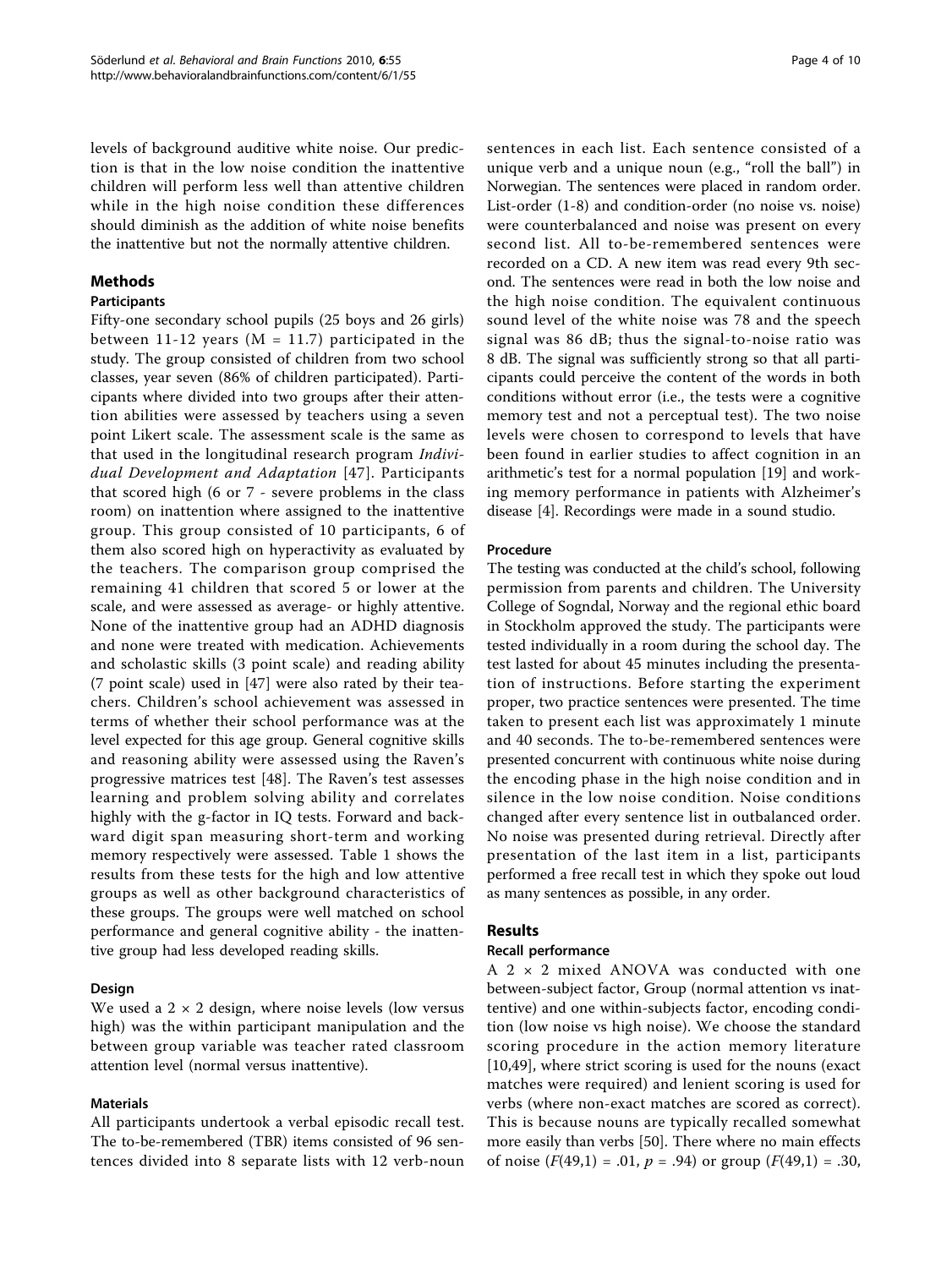levels of background auditive white noise. Our prediction is that in the low noise condition the inattentive children will perform less well than attentive children while in the high noise condition these differences should diminish as the addition of white noise benefits the inattentive but not the normally attentive children.

## Methods

### Participants

Fifty-one secondary school pupils (25 boys and 26 girls) between 11-12 years (M = 11.7) participated in the study. The group consisted of children from two school classes, year seven (86% of children participated). Participants where divided into two groups after their attention abilities were assessed by teachers using a seven point Likert scale. The assessment scale is the same as that used in the longitudinal research program *Individual Development and Adaptation* [47]. Participants that scored high (6 or 7 - severe problems in the class room) on inattention where assigned to the inattentive group. This group consisted of 10 participants, 6 of them also scored high on hyperactivity as evaluated by the teachers. The comparison group comprised the remaining 41 children that scored 5 or lower at the scale, and were assessed as average- or highly attentive. None of the inattentive group had an ADHD diagnosis and none were treated with medication. Achievements and scholastic skills (3 point scale) and reading ability (7 point scale) used in [47] were also rated by their teachers. Children's school achievement was assessed in terms of whether their school performance was at the level expected for this age group. General cognitive skills and reasoning ability were assessed using the Raven's progressive matrices test [48]. The Raven's test assesses learning and problem solving ability and correlates highly with the g-factor in IQ tests. Forward and backward digit span measuring short-term and working memory respectively were assessed. Table 1 shows the results from these tests for the high and low attentive groups as well as other background characteristics of these groups. The groups were well matched on school performance and general cognitive ability - the inattentive group had less developed reading skills.

### Design

We used a 2 × 2 design, where noise levels (low versus high) was the within participant manipulation and the between group variable was teacher rated classroom attention level (normal versus inattentive).

### Materials

All participants undertook a verbal episodic recall test. The to-be-remembered (TBR) items consisted of 96 sentences divided into 8 separate lists with 12 verb-noun sentences in each list. Each sentence consisted of a unique verb and a unique noun (e.g., "roll the ball") in Norwegian. The sentences were placed in random order. List-order (1-8) and condition-order (no noise vs. noise) were counterbalanced and noise was present on every second list. All to-be-remembered sentences were recorded on a CD. A new item was read every 9th second. The sentences were read in both the low noise and the high noise condition. The equivalent continuous sound level of the white noise was 78 and the speech signal was 86 dB; thus the signal-to-noise ratio was 8 dB. The signal was sufficiently strong so that all participants could perceive the content of the words in both conditions without error (i.e., the tests were a cognitive memory test and not a perceptual test). The two noise levels were chosen to correspond to levels that have been found in earlier studies to affect cognition in an arithmetic's test for a normal population [19] and working memory performance in patients with Alzheimer's disease [4]. Recordings were made in a sound studio.

### Procedure

The testing was conducted at the child's school, following permission from parents and children. The University College of Sogndal, Norway and the regional ethic board in Stockholm approved the study. The participants were tested individually in a room during the school day. The test lasted for about 45 minutes including the presentation of instructions. Before starting the experiment proper, two practice sentences were presented. The time taken to present each list was approximately 1 minute and 40 seconds. The to-be-remembered sentences were presented concurrent with continuous white noise during the encoding phase in the high noise condition and in silence in the low noise condition. Noise conditions changed after every sentence list in outbalanced order. No noise was presented during retrieval. Directly after presentation of the last item in a list, participants performed a free recall test in which they spoke out loud as many sentences as possible, in any order.

## Results

### Recall performance

A 2 × 2 mixed ANOVA was conducted with one between-subject factor, Group (normal attention vs inattentive) and one within-subjects factor, encoding condition (low noise vs high noise). We choose the standard scoring procedure in the action memory literature [10,49], where strict scoring is used for the nouns (exact matches were required) and lenient scoring is used for verbs (where non-exact matches are scored as correct). This is because nouns are typically recalled somewhat more easily than verbs [50]. There where no main effects of noise ($F(49,1) = .01$, $p = .94$) or group ($F(49,1) = .30$,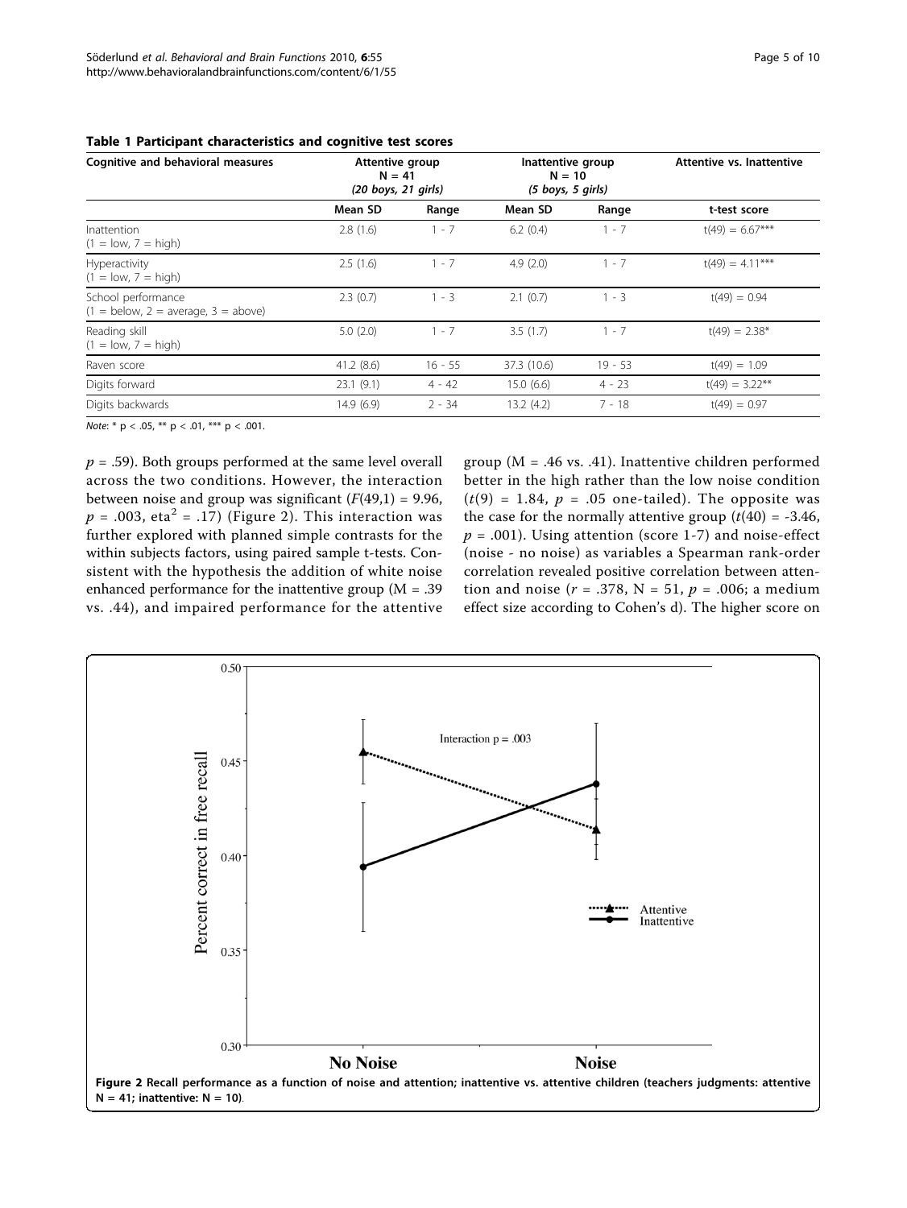**Table 1 Participant characteristics and cognitive test scores**

| Cognitive and behavioral measures | Attentive group N = 41 (20 boys, 21 girls) | | Inattentive group N = 10 (5 boys, 5 girls) | | Attentive vs. Inattentive |
|---|---|---|---|---|---|
| | Mean SD | Range | Mean SD | Range | t-test score |
| Inattention (1 = low, 7 = high) | 2.8 (1.6) | 1 - 7 | 6.2 (0.4) | 1 - 7 | t(49) = 6.67*** |
| Hyperactivity (1 = low, 7 = high) | 2.5 (1.6) | 1 - 7 | 4.9 (2.0) | 1 - 7 | t(49) = 4.11*** |
| School performance (1 = below, 2 = average, 3 = above) | 2.3 (0.7) | 1 - 3 | 2.1 (0.7) | 1 - 3 | t(49) = 0.94 |
| Reading skill (1 = low, 7 = high) | 5.0 (2.0) | 1 - 7 | 3.5 (1.7) | 1 - 7 | t(49) = 2.38* |
| Raven score | 41.2 (8.6) | 16 - 55 | 37.3 (10.6) | 19 - 53 | t(49) = 1.09 |
| Digits forward | 23.1 (9.1) | 4 - 42 | 15.0 (6.6) | 4 - 23 | t(49) = 3.22** |
| Digits backwards | 14.9 (6.9) | 2 - 34 | 13.2 (4.2) | 7 - 18 | t(49) = 0.97 |

*Note*: * p < .05, ** p < .01, *** p < .001.

$p$ = .59). Both groups performed at the same level overall across the two conditions. However, the interaction between noise and group was significant ($F(49,1) = 9.96$, $p = .003$, eta$^2$ = .17) (Figure 2). This interaction was further explored with planned simple contrasts for the within subjects factors, using paired sample t-tests. Consistent with the hypothesis the addition of white noise enhanced performance for the inattentive group (M = .39 vs. .44), and impaired performance for the attentive group (M = .46 vs. .41). Inattentive children performed better in the high rather than the low noise condition ($t(9) = 1.84$, $p = .05$ one-tailed). The opposite was the case for the normally attentive group ($t(40) = -3.46$, $p = .001$). Using attention (score 1-7) and noise-effect (noise - no noise) as variables a Spearman rank-order correlation revealed positive correlation between attention and noise ($r = .378$, N = 51, $p = .006$; a medium effect size according to Cohen's d). The higher score on

**Figure 2 Recall performance as a function of noise and attention; inattentive vs. attentive children (teachers judgments: attentive N = 41; inattentive: N = 10)**.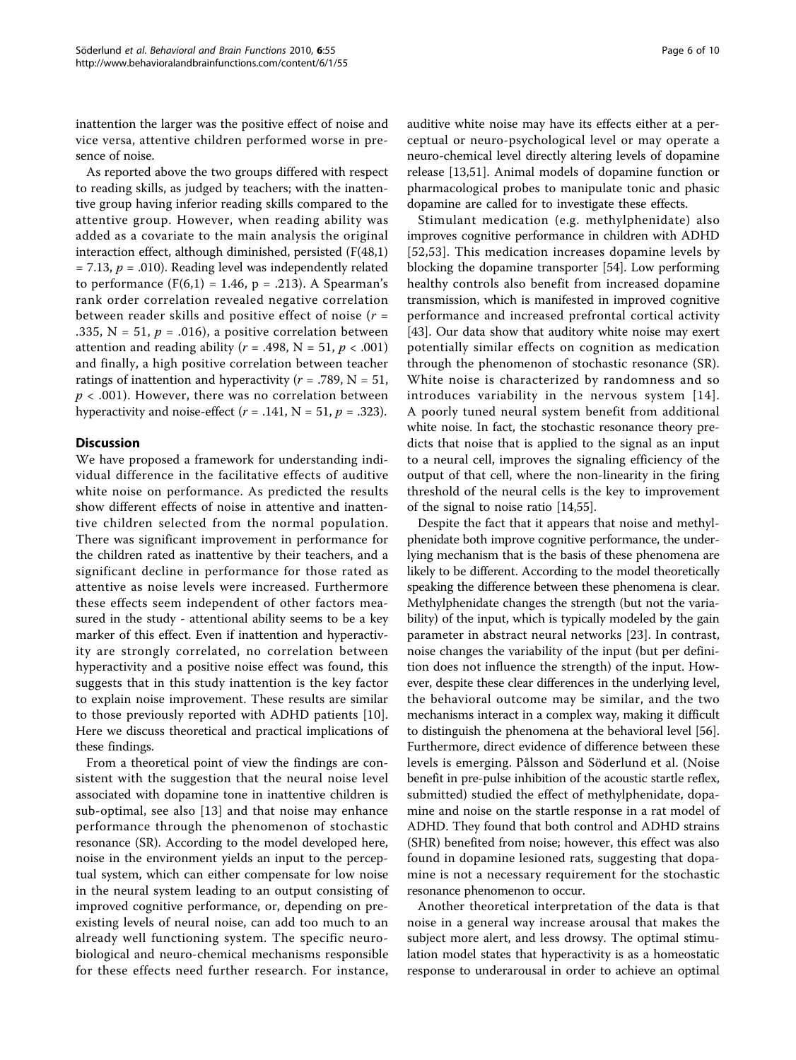inattention the larger was the positive effect of noise and vice versa, attentive children performed worse in presence of noise.

As reported above the two groups differed with respect to reading skills, as judged by teachers; with the inattentive group having inferior reading skills compared to the attentive group. However, when reading ability was added as a covariate to the main analysis the original interaction effect, although diminished, persisted ($F(48,1) = 7.13$, $p = .010$). Reading level was independently related to performance ($F(6,1) = 1.46$, $p = .213$). A Spearman's rank order correlation revealed negative correlation between reader skills and positive effect of noise ($r = .335$, $N = 51$, $p = .016$), a positive correlation between attention and reading ability ($r = .498$, $N = 51$, $p < .001$) and finally, a high positive correlation between teacher ratings of inattention and hyperactivity ($r = .789$, $N = 51$, $p < .001$). However, there was no correlation between hyperactivity and noise-effect ($r = .141$, $N = 51$, $p = .323$).

## Discussion

We have proposed a framework for understanding individual difference in the facilitative effects of auditive white noise on performance. As predicted the results show different effects of noise in attentive and inattentive children selected from the normal population. There was significant improvement in performance for the children rated as inattentive by their teachers, and a significant decline in performance for those rated as attentive as noise levels were increased. Furthermore these effects seem independent of other factors measured in the study - attentional ability seems to be a key marker of this effect. Even if inattention and hyperactivity are strongly correlated, no correlation between hyperactivity and a positive noise effect was found, this suggests that in this study inattention is the key factor to explain noise improvement. These results are similar to those previously reported with ADHD patients [10]. Here we discuss theoretical and practical implications of these findings.

From a theoretical point of view the findings are consistent with the suggestion that the neural noise level associated with dopamine tone in inattentive children is sub-optimal, see also [13] and that noise may enhance performance through the phenomenon of stochastic resonance (SR). According to the model developed here, noise in the environment yields an input to the perceptual system, which can either compensate for low noise in the neural system leading to an output consisting of improved cognitive performance, or, depending on preexisting levels of neural noise, can add too much to an already well functioning system. The specific neurobiological and neuro-chemical mechanisms responsible for these effects need further research. For instance, auditive white noise may have its effects either at a perceptual or neuro-psychological level or may operate a neuro-chemical level directly altering levels of dopamine release [13,51]. Animal models of dopamine function or pharmacological probes to manipulate tonic and phasic dopamine are called for to investigate these effects.

Stimulant medication (e.g. methylphenidate) also improves cognitive performance in children with ADHD [52,53]. This medication increases dopamine levels by blocking the dopamine transporter [54]. Low performing healthy controls also benefit from increased dopamine transmission, which is manifested in improved cognitive performance and increased prefrontal cortical activity [43]. Our data show that auditory white noise may exert potentially similar effects on cognition as medication through the phenomenon of stochastic resonance (SR). White noise is characterized by randomness and so introduces variability in the nervous system [14]. A poorly tuned neural system benefit from additional white noise. In fact, the stochastic resonance theory predicts that noise that is applied to the signal as an input to a neural cell, improves the signaling efficiency of the output of that cell, where the non-linearity in the firing threshold of the neural cells is the key to improvement of the signal to noise ratio [14,55].

Despite the fact that it appears that noise and methylphenidate both improve cognitive performance, the underlying mechanism that is the basis of these phenomena are likely to be different. According to the model theoretically speaking the difference between these phenomena is clear. Methylphenidate changes the strength (but not the variability) of the input, which is typically modeled by the gain parameter in abstract neural networks [23]. In contrast, noise changes the variability of the input (but per definition does not influence the strength) of the input. However, despite these clear differences in the underlying level, the behavioral outcome may be similar, and the two mechanisms interact in a complex way, making it difficult to distinguish the phenomena at the behavioral level [56]. Furthermore, direct evidence of difference between these levels is emerging. Pålsson and Söderlund et al. (Noise benefit in pre-pulse inhibition of the acoustic startle reflex, submitted) studied the effect of methylphenidate, dopamine and noise on the startle response in a rat model of ADHD. They found that both control and ADHD strains (SHR) benefited from noise; however, this effect was also found in dopamine lesioned rats, suggesting that dopamine is not a necessary requirement for the stochastic resonance phenomenon to occur.

Another theoretical interpretation of the data is that noise in a general way increase arousal that makes the subject more alert, and less drowsy. The optimal stimulation model states that hyperactivity is as a homeostatic response to underarousal in order to achieve an optimal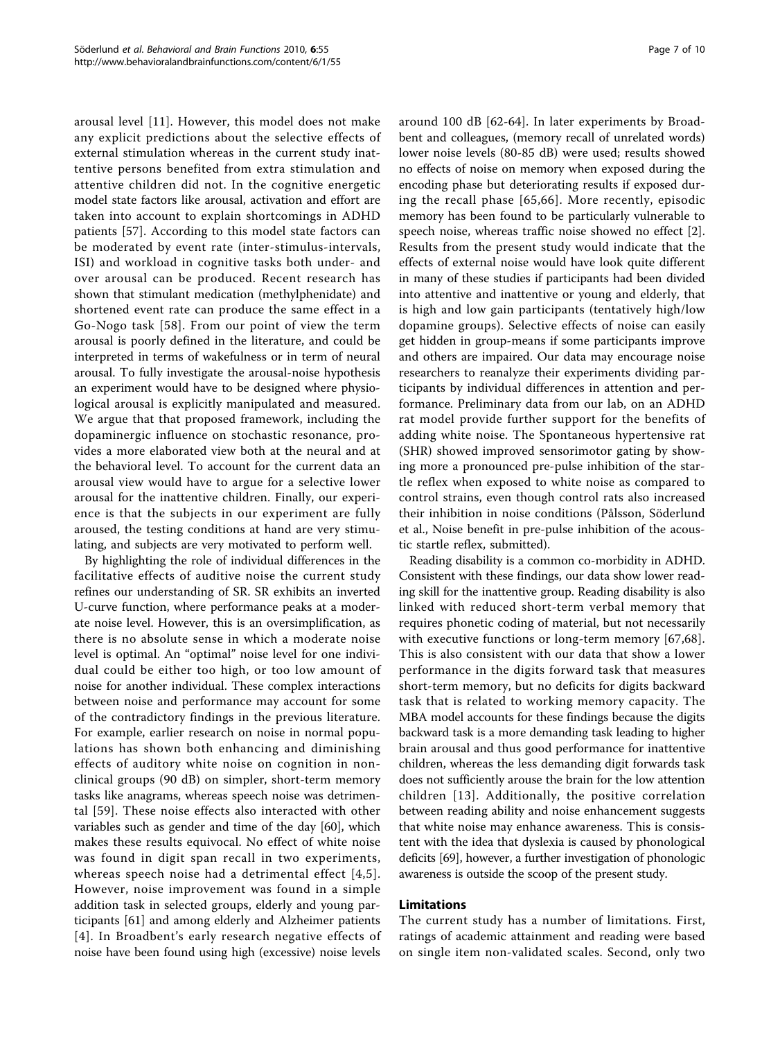arousal level [11]. However, this model does not make any explicit predictions about the selective effects of external stimulation whereas in the current study inattentive persons benefited from extra stimulation and attentive children did not. In the cognitive energetic model state factors like arousal, activation and effort are taken into account to explain shortcomings in ADHD patients [57]. According to this model state factors can be moderated by event rate (inter-stimulus-intervals, ISI) and workload in cognitive tasks both under- and over arousal can be produced. Recent research has shown that stimulant medication (methylphenidate) and shortened event rate can produce the same effect in a Go-Nogo task [58]. From our point of view the term arousal is poorly defined in the literature, and could be interpreted in terms of wakefulness or in term of neural arousal. To fully investigate the arousal-noise hypothesis an experiment would have to be designed where physiological arousal is explicitly manipulated and measured. We argue that that proposed framework, including the dopaminergic influence on stochastic resonance, provides a more elaborated view both at the neural and at the behavioral level. To account for the current data an arousal view would have to argue for a selective lower arousal for the inattentive children. Finally, our experience is that the subjects in our experiment are fully aroused, the testing conditions at hand are very stimulating, and subjects are very motivated to perform well.

By highlighting the role of individual differences in the facilitative effects of auditive noise the current study refines our understanding of SR. SR exhibits an inverted U-curve function, where performance peaks at a moderate noise level. However, this is an oversimplification, as there is no absolute sense in which a moderate noise level is optimal. An "optimal" noise level for one individual could be either too high, or too low amount of noise for another individual. These complex interactions between noise and performance may account for some of the contradictory findings in the previous literature. For example, earlier research on noise in normal populations has shown both enhancing and diminishing effects of auditory white noise on cognition in nonclinical groups (90 dB) on simpler, short-term memory tasks like anagrams, whereas speech noise was detrimental [59]. These noise effects also interacted with other variables such as gender and time of the day [60], which makes these results equivocal. No effect of white noise was found in digit span recall in two experiments, whereas speech noise had a detrimental effect [4,5]. However, noise improvement was found in a simple addition task in selected groups, elderly and young participants [61] and among elderly and Alzheimer patients [4]. In Broadbent's early research negative effects of noise have been found using high (excessive) noise levels around 100 dB [62-64]. In later experiments by Broadbent and colleagues, (memory recall of unrelated words) lower noise levels (80-85 dB) were used; results showed no effects of noise on memory when exposed during the encoding phase but deteriorating results if exposed during the recall phase [65,66]. More recently, episodic memory has been found to be particularly vulnerable to speech noise, whereas traffic noise showed no effect [2]. Results from the present study would indicate that the effects of external noise would have look quite different in many of these studies if participants had been divided into attentive and inattentive or young and elderly, that is high and low gain participants (tentatively high/low dopamine groups). Selective effects of noise can easily get hidden in group-means if some participants improve and others are impaired. Our data may encourage noise researchers to reanalyze their experiments dividing participants by individual differences in attention and performance. Preliminary data from our lab, on an ADHD rat model provide further support for the benefits of adding white noise. The Spontaneous hypertensive rat (SHR) showed improved sensorimotor gating by showing more a pronounced pre-pulse inhibition of the startle reflex when exposed to white noise as compared to control strains, even though control rats also increased their inhibition in noise conditions (Pålsson, Söderlund et al., Noise benefit in pre-pulse inhibition of the acoustic startle reflex, submitted).

Reading disability is a common co-morbidity in ADHD. Consistent with these findings, our data show lower reading skill for the inattentive group. Reading disability is also linked with reduced short-term verbal memory that requires phonetic coding of material, but not necessarily with executive functions or long-term memory [67,68]. This is also consistent with our data that show a lower performance in the digits forward task that measures short-term memory, but no deficits for digits backward task that is related to working memory capacity. The MBA model accounts for these findings because the digits backward task is a more demanding task leading to higher brain arousal and thus good performance for inattentive children, whereas the less demanding digit forwards task does not sufficiently arouse the brain for the low attention children [13]. Additionally, the positive correlation between reading ability and noise enhancement suggests that white noise may enhance awareness. This is consistent with the idea that dyslexia is caused by phonological deficits [69], however, a further investigation of phonologic awareness is outside the scoop of the present study.

## Limitations

The current study has a number of limitations. First, ratings of academic attainment and reading were based on single item non-validated scales. Second, only two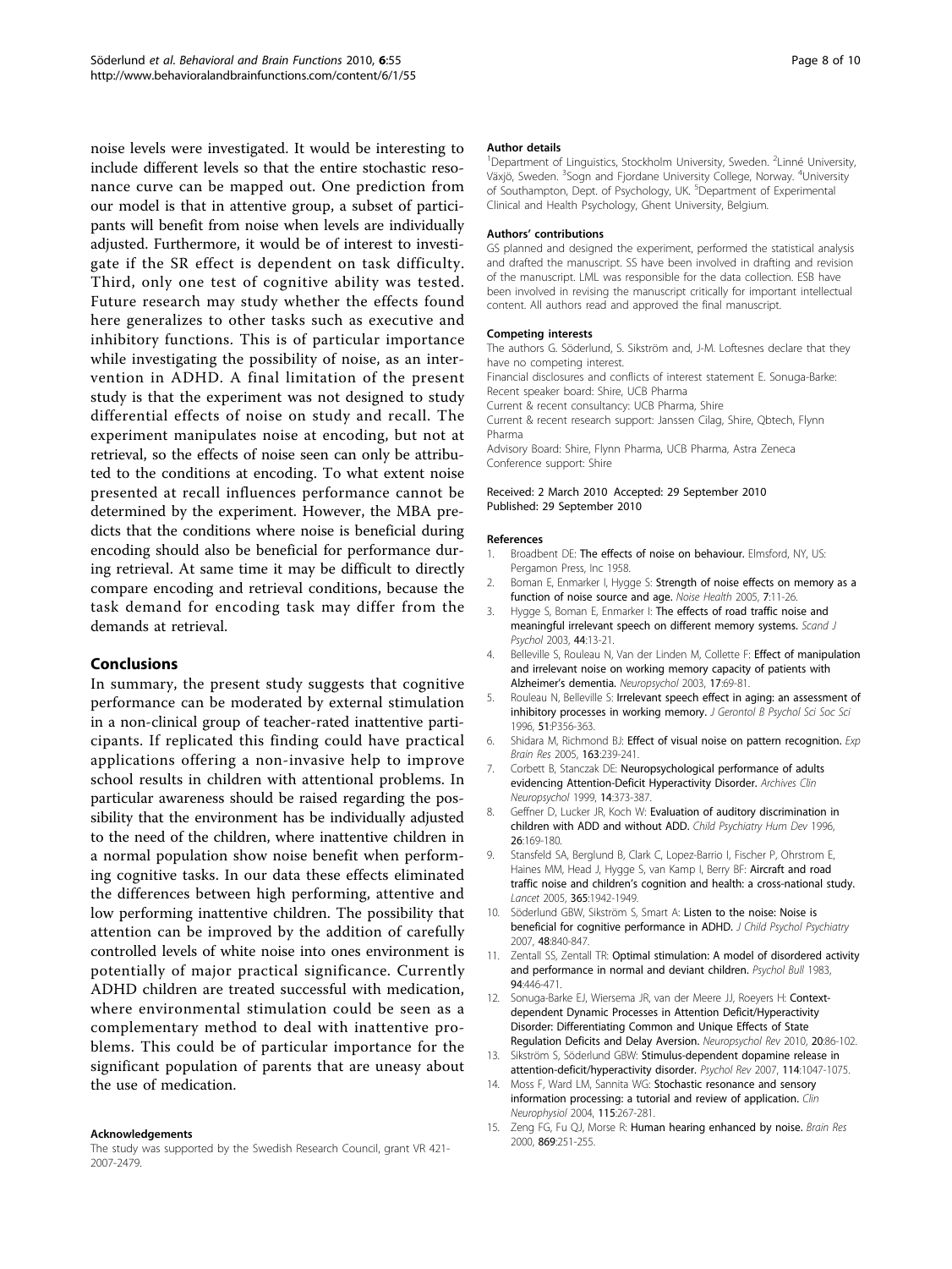noise levels were investigated. It would be interesting to include different levels so that the entire stochastic resonance curve can be mapped out. One prediction from our model is that in attentive group, a subset of participants will benefit from noise when levels are individually adjusted. Furthermore, it would be of interest to investigate if the SR effect is dependent on task difficulty. Third, only one test of cognitive ability was tested. Future research may study whether the effects found here generalizes to other tasks such as executive and inhibitory functions. This is of particular importance while investigating the possibility of noise, as an intervention in ADHD. A final limitation of the present study is that the experiment was not designed to study differential effects of noise on study and recall. The experiment manipulates noise at encoding, but not at retrieval, so the effects of noise seen can only be attributed to the conditions at encoding. To what extent noise presented at recall influences performance cannot be determined by the experiment. However, the MBA predicts that the conditions where noise is beneficial during encoding should also be beneficial for performance during retrieval. At same time it may be difficult to directly compare encoding and retrieval conditions, because the task demand for encoding task may differ from the demands at retrieval.

## Conclusions

In summary, the present study suggests that cognitive performance can be moderated by external stimulation in a non-clinical group of teacher-rated inattentive participants. If replicated this finding could have practical applications offering a non-invasive help to improve school results in children with attentional problems. In particular awareness should be raised regarding the possibility that the environment has be individually adjusted to the need of the children, where inattentive children in a normal population show noise benefit when performing cognitive tasks. In our data these effects eliminated the differences between high performing, attentive and low performing inattentive children. The possibility that attention can be improved by the addition of carefully controlled levels of white noise into ones environment is potentially of major practical significance. Currently ADHD children are treated successful with medication, where environmental stimulation could be seen as a complementary method to deal with inattentive problems. This could be of particular importance for the significant population of parents that are uneasy about the use of medication.

#### Acknowledgements

The study was supported by the Swedish Research Council, grant VR 421-2007-2479.

#### Author details

[1]Department of Linguistics, Stockholm University, Sweden. [2]Linné University, Växjö, Sweden. [3]Sogn and Fjordane University College, Norway. [4]University of Southampton, Dept. of Psychology, UK. [5]Department of Experimental Clinical and Health Psychology, Ghent University, Belgium.

#### Authors' contributions

GS planned and designed the experiment, performed the statistical analysis and drafted the manuscript. SS have been involved in drafting and revision of the manuscript. LML was responsible for the data collection. ESB have been involved in revising the manuscript critically for important intellectual content. All authors read and approved the final manuscript.

#### Competing interests

The authors G. Söderlund, S. Sikström and, J-M. Loftesnes declare that they have no competing interest.
Financial disclosures and conflicts of interest statement E. Sonuga-Barke:
Recent speaker board: Shire, UCB Pharma
Current & recent consultancy: UCB Pharma, Shire
Current & recent research support: Janssen Cilag, Shire, Qbtech, Flynn Pharma
Advisory Board: Shire, Flynn Pharma, UCB Pharma, Astra Zeneca
Conference support: Shire

Received: 2 March 2010 Accepted: 29 September 2010
Published: 29 September 2010

#### References

1. Broadbent DE: **The effects of noise on behaviour.** Elmsford, NY, US: Pergamon Press, Inc 1958.
2. Boman E, Enmarker I, Hygge S: **Strength of noise effects on memory as a function of noise source and age.** *Noise Health* 2005, **7**:11-26.
3. Hygge S, Boman E, Enmarker I: **The effects of road traffic noise and meaningful irrelevant speech on different memory systems.** *Scand J Psychol* 2003, **44**:13-21.
4. Belleville S, Rouleau N, Van der Linden M, Collette F: **Effect of manipulation and irrelevant noise on working memory capacity of patients with Alzheimer's dementia.** *Neuropsychol* 2003, **17**:69-81.
5. Rouleau N, Belleville S: **Irrelevant speech effect in aging: an assessment of inhibitory processes in working memory.** *J Gerontol B Psychol Sci Soc Sci* 1996, **51**:P356-363.
6. Shidara M, Richmond BJ: **Effect of visual noise on pattern recognition.** *Exp Brain Res* 2005, **163**:239-241.
7. Corbett B, Stanczak DE: **Neuropsychological performance of adults evidencing Attention-Deficit Hyperactivity Disorder.** *Archives Clin Neuropsychol* 1999, **14**:373-387.
8. Geffner D, Lucker JR, Koch W: **Evaluation of auditory discrimination in children with ADD and without ADD.** *Child Psychiatry Hum Dev* 1996, **26**:169-180.
9. Stansfeld SA, Berglund B, Clark C, Lopez-Barrio I, Fischer P, Ohrstrom E, Haines MM, Head J, Hygge S, van Kamp I, Berry BF: **Aircraft and road traffic noise and children's cognition and health: a cross-national study.** *Lancet* 2005, **365**:1942-1949.
10. Söderlund GBW, Sikström S, Smart A: **Listen to the noise: Noise is beneficial for cognitive performance in ADHD.** *J Child Psychol Psychiatry* 2007, **48**:840-847.
11. Zentall SS, Zentall TR: **Optimal stimulation: A model of disordered activity and performance in normal and deviant children.** *Psychol Bull* 1983, **94**:446-471.
12. Sonuga-Barke EJ, Wiersema JR, van der Meere JJ, Roeyers H: **Context-dependent Dynamic Processes in Attention Deficit/Hyperactivity Disorder: Differentiating Common and Unique Effects of State Regulation Deficits and Delay Aversion.** *Neuropsychol Rev* 2010, **20**:86-102.
13. Sikström S, Söderlund GBW: **Stimulus-dependent dopamine release in attention-deficit/hyperactivity disorder.** *Psychol Rev* 2007, **114**:1047-1075.
14. Moss F, Ward LM, Sannita WG: **Stochastic resonance and sensory information processing: a tutorial and review of application.** *Clin Neurophysiol* 2004, **115**:267-281.
15. Zeng FG, Fu QJ, Morse R: **Human hearing enhanced by noise.** *Brain Res* 2000, **869**:251-255.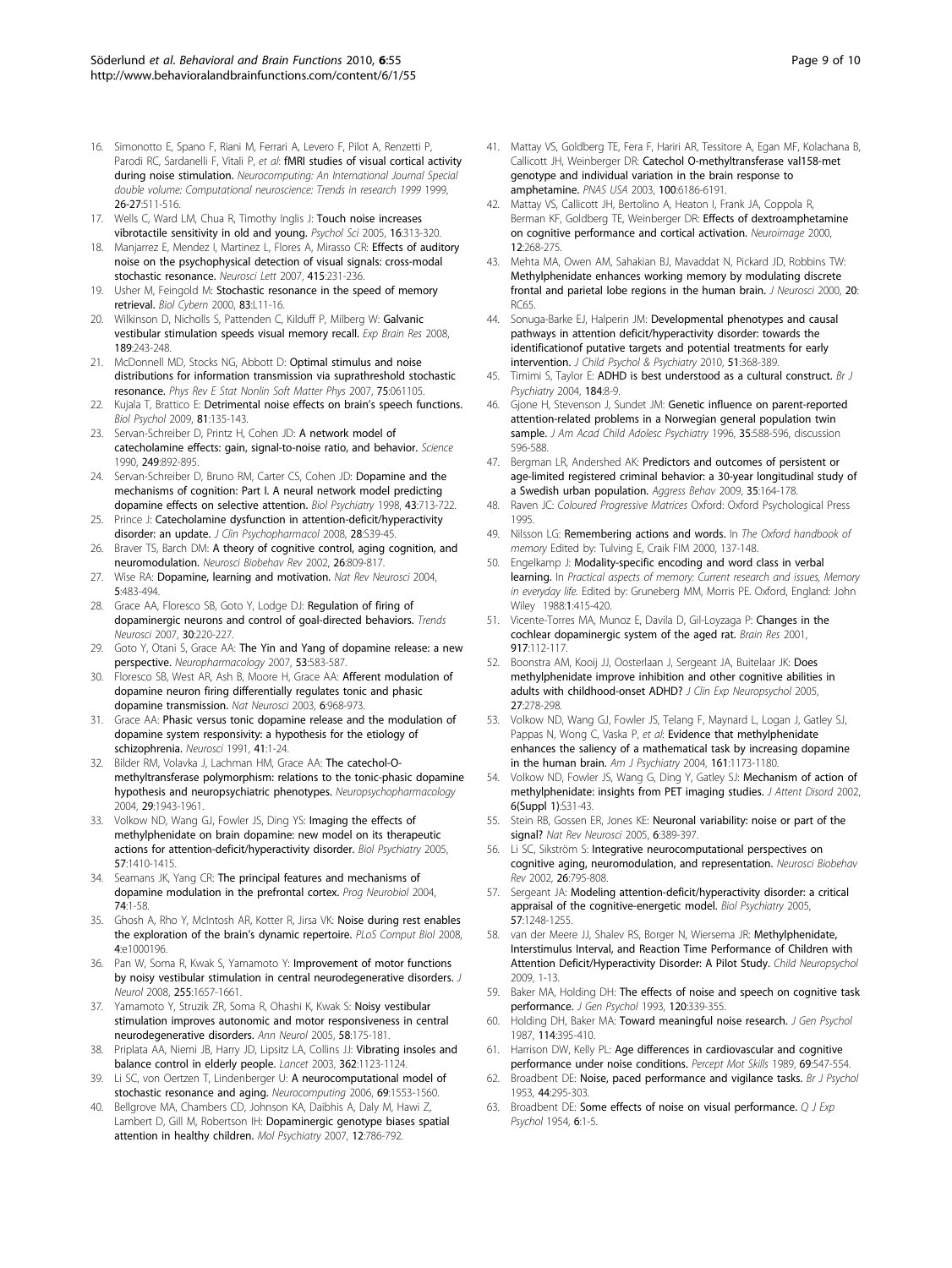16. Simonotto E, Spano F, Riani M, Ferrari A, Levero F, Pilot A, Renzetti P, Parodi RC, Sardanelli F, Vitali P, *et al*: fMRI studies of visual cortical activity during noise stimulation. *Neurocomputing: An International Journal Special double volume: Computational neuroscience: Trends in research 1999* 1999, **26-27**:511-516.
17. Wells C, Ward LM, Chua R, Timothy Inglis J: Touch noise increases vibrotactile sensitivity in old and young. *Psychol Sci* 2005, **16**:313-320.
18. Manjarrez E, Mendez I, Martinez L, Flores A, Mirasso CR: Effects of auditory noise on the psychophysical detection of visual signals: cross-modal stochastic resonance. *Neurosci Lett* 2007, **415**:231-236.
19. Usher M, Feingold M: Stochastic resonance in the speed of memory retrieval. *Biol Cybern* 2000, **83**:L11-16.
20. Wilkinson D, Nicholls S, Pattenden C, Kilduff P, Milberg W: Galvanic vestibular stimulation speeds visual memory recall. *Exp Brain Res* 2008, **189**:243-248.
21. McDonnell MD, Stocks NG, Abbott D: Optimal stimulus and noise distributions for information transmission via suprathreshold stochastic resonance. *Phys Rev E Stat Nonlin Soft Matter Phys* 2007, **75**:061105.
22. Kujala T, Brattico E: Detrimental noise effects on brain's speech functions. *Biol Psychol* 2009, **81**:135-143.
23. Servan-Schreiber D, Printz H, Cohen JD: A network model of catecholamine effects: gain, signal-to-noise ratio, and behavior. *Science* 1990, **249**:892-895.
24. Servan-Schreiber D, Bruno RM, Carter CS, Cohen JD: Dopamine and the mechanisms of cognition: Part I. A neural network model predicting dopamine effects on selective attention. *Biol Psychiatry* 1998, **43**:713-722.
25. Prince J: Catecholamine dysfunction in attention-deficit/hyperactivity disorder: an update. *J Clin Psychopharmacol* 2008, **28**:S39-45.
26. Braver TS, Barch DM: A theory of cognitive control, aging cognition, and neuromodulation. *Neurosci Biobehav Rev* 2002, **26**:809-817.
27. Wise RA: Dopamine, learning and motivation. *Nat Rev Neurosci* 2004, **5**:483-494.
28. Grace AA, Floresco SB, Goto Y, Lodge DJ: Regulation of firing of dopaminergic neurons and control of goal-directed behaviors. *Trends Neurosci* 2007, **30**:220-227.
29. Goto Y, Otani S, Grace AA: The Yin and Yang of dopamine release: a new perspective. *Neuropharmacology* 2007, **53**:583-587.
30. Floresco SB, West AR, Ash B, Moore H, Grace AA: Afferent modulation of dopamine neuron firing differentially regulates tonic and phasic dopamine transmission. *Nat Neurosci* 2003, **6**:968-973.
31. Grace AA: Phasic versus tonic dopamine release and the modulation of dopamine system responsivity: a hypothesis for the etiology of schizophrenia. *Neurosci* 1991, **41**:1-24.
32. Bilder RM, Volavka J, Lachman HM, Grace AA: The catechol-O-methyltransferase polymorphism: relations to the tonic-phasic dopamine hypothesis and neuropsychiatric phenotypes. *Neuropsychopharmacology* 2004, **29**:1943-1961.
33. Volkow ND, Wang GJ, Fowler JS, Ding YS: Imaging the effects of methylphenidate on brain dopamine: new model on its therapeutic actions for attention-deficit/hyperactivity disorder. *Biol Psychiatry* 2005, **57**:1410-1415.
34. Seamans JK, Yang CR: The principal features and mechanisms of dopamine modulation in the prefrontal cortex. *Prog Neurobiol* 2004, **74**:1-58.
35. Ghosh A, Rho Y, McIntosh AR, Kotter R, Jirsa VK: Noise during rest enables the exploration of the brain's dynamic repertoire. *PLoS Comput Biol* 2008, **4**:e1000196.
36. Pan W, Soma R, Kwak S, Yamamoto Y: Improvement of motor functions by noisy vestibular stimulation in central neurodegenerative disorders. *J Neurol* 2008, **255**:1657-1661.
37. Yamamoto Y, Struzik ZR, Soma R, Ohashi K, Kwak S: Noisy vestibular stimulation improves autonomic and motor responsiveness in central neurodegenerative disorders. *Ann Neurol* 2005, **58**:175-181.
38. Priplata AA, Niemi JB, Harry JD, Lipsitz LA, Collins JJ: Vibrating insoles and balance control in elderly people. *Lancet* 2003, **362**:1123-1124.
39. Li SC, von Oertzen T, Lindenberger U: A neurocomputational model of stochastic resonance and aging. *Neurocomputing* 2006, **69**:1553-1560.
40. Bellgrove MA, Chambers CD, Johnson KA, Daibhis A, Daly M, Hawi Z, Lambert D, Gill M, Robertson IH: Dopaminergic genotype biases spatial attention in healthy children. *Mol Psychiatry* 2007, **12**:786-792.
41. Mattay VS, Goldberg TE, Fera F, Hariri AR, Tessitore A, Egan MF, Kolachana B, Callicott JH, Weinberger DR: Catechol O-methyltransferase val158-met genotype and individual variation in the brain response to amphetamine. *PNAS USA* 2003, **100**:6186-6191.
42. Mattay VS, Callicott JH, Bertolino A, Heaton I, Frank JA, Coppola R, Berman KF, Goldberg TE, Weinberger DR: Effects of dextroamphetamine on cognitive performance and cortical activation. *Neuroimage* 2000, **12**:268-275.
43. Mehta MA, Owen AM, Sahakian BJ, Mavaddat N, Pickard JD, Robbins TW: Methylphenidate enhances working memory by modulating discrete frontal and parietal lobe regions in the human brain. *J Neurosci* 2000, **20**:RC65.
44. Sonuga-Barke EJ, Halperin JM: Developmental phenotypes and causal pathways in attention deficit/hyperactivity disorder: towards the identificationof putative targets and potential treatments for early intervention. *J Child Psychol & Psychiatry* 2010, **51**:368-389.
45. Timimi S, Taylor E: ADHD is best understood as a cultural construct. *Br J Psychiatry* 2004, **184**:8-9.
46. Gjone H, Stevenson J, Sundet JM: Genetic influence on parent-reported attention-related problems in a Norwegian general population twin sample. *J Am Acad Child Adolesc Psychiatry* 1996, **35**:588-596, discussion 596-588.
47. Bergman LR, Andershed AK: Predictors and outcomes of persistent or age-limited registered criminal behavior: a 30-year longitudinal study of a Swedish urban population. *Aggress Behav* 2009, **35**:164-178.
48. Raven JC: *Coloured Progressive Matrices* Oxford: Oxford Psychological Press 1995.
49. Nilsson LG: Remembering actions and words. In *The Oxford handbook of memory* Edited by: Tulving E, Craik FIM 2000, 137-148.
50. Engelkamp J: Modality-specific encoding and word class in verbal learning. In *Practical aspects of memory: Current research and issues, Memory in everyday life.* Edited by: Gruneberg MM, Morris PE. Oxford, England: John Wiley 1988:**1**:415-420.
51. Vicente-Torres MA, Munoz E, Davila D, Gil-Loyzaga P: Changes in the cochlear dopaminergic system of the aged rat. *Brain Res* 2001, **917**:112-117.
52. Boonstra AM, Kooij JJ, Oosterlaan J, Sergeant JA, Buitelaar JK: Does methylphenidate improve inhibition and other cognitive abilities in adults with childhood-onset ADHD? *J Clin Exp Neuropsychol* 2005, **27**:278-298.
53. Volkow ND, Wang GJ, Fowler JS, Telang F, Maynard L, Logan J, Gatley SJ, Pappas N, Wong C, Vaska P, *et al*: Evidence that methylphenidate enhances the saliency of a mathematical task by increasing dopamine in the human brain. *Am J Psychiatry* 2004, **161**:1173-1180.
54. Volkow ND, Fowler JS, Wang G, Ding Y, Gatley SJ: Mechanism of action of methylphenidate: insights from PET imaging studies. *J Attent Disord* 2002, **6(Suppl 1)**:S31-43.
55. Stein RB, Gossen ER, Jones KE: Neuronal variability: noise or part of the signal? *Nat Rev Neurosci* 2005, **6**:389-397.
56. Li SC, Sikström S: Integrative neurocomputational perspectives on cognitive aging, neuromodulation, and representation. *Neurosci Biobehav Rev* 2002, **26**:795-808.
57. Sergeant JA: Modeling attention-deficit/hyperactivity disorder: a critical appraisal of the cognitive-energetic model. *Biol Psychiatry* 2005, **57**:1248-1255.
58. van der Meere JJ, Shalev RS, Borger N, Wiersema JR: Methylphenidate, Interstimulus Interval, and Reaction Time Performance of Children with Attention Deficit/Hyperactivity Disorder: A Pilot Study. *Child Neuropsychol* 2009, 1-13.
59. Baker MA, Holding DH: The effects of noise and speech on cognitive task performance. *J Gen Psychol* 1993, **120**:339-355.
60. Holding DH, Baker MA: Toward meaningful noise research. *J Gen Psychol* 1987, **114**:395-410.
61. Harrison DW, Kelly PL: Age differences in cardiovascular and cognitive performance under noise conditions. *Percept Mot Skills* 1989, **69**:547-554.
62. Broadbent DE: Noise, paced performance and vigilance tasks. *Br J Psychol* 1953, **44**:295-303.
63. Broadbent DE: Some effects of noise on visual performance. *Q J Exp Psychol* 1954, **6**:1-5.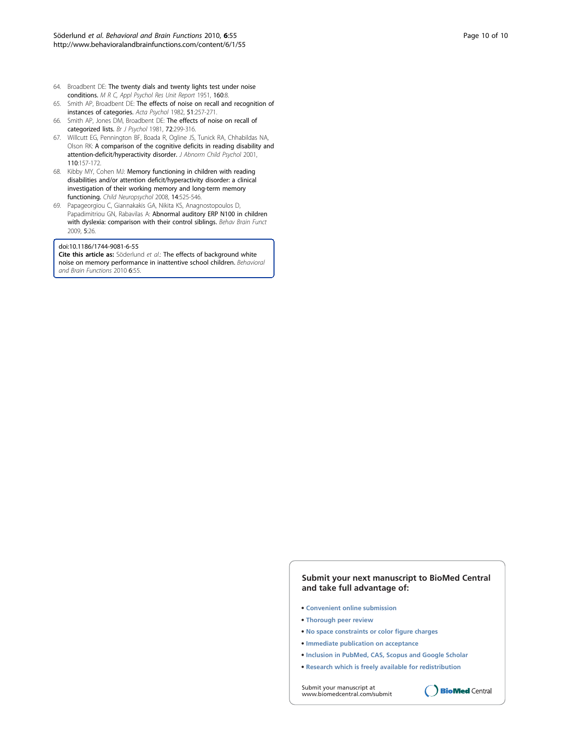64. Broadbent DE: **The twenty dials and twenty lights test under noise conditions.** *M R C, Appl Psychol Res Unit Report* 1951, **160**:8.
65. Smith AP, Broadbent DE: **The effects of noise on recall and recognition of instances of categories.** *Acta Psychol* 1982, **51**:257-271.
66. Smith AP, Jones DM, Broadbent DE: **The effects of noise on recall of categorized lists.** *Br J Psychol* 1981, **72**:299-316.
67. Willcutt EG, Pennington BF, Boada R, Ogline JS, Tunick RA, Chhabildas NA, Olson RK: **A comparison of the cognitive deficits in reading disability and attention-deficit/hyperactivity disorder.** *J Abnorm Child Psychol* 2001, **110**:157-172.
68. Kibby MY, Cohen MJ: **Memory functioning in children with reading disabilities and/or attention deficit/hyperactivity disorder: a clinical investigation of their working memory and long-term memory functioning.** *Child Neuropsychol* 2008, **14**:525-546.
69. Papageorgiou C, Giannakakis GA, Nikita KS, Anagnostopoulos D, Papadimitriou GN, Rabavilas A: **Abnormal auditory ERP N100 in children with dyslexia: comparison with their control siblings.** *Behav Brain Funct* 2009, **5**:26.

doi:10.1186/1744-9081-6-55
**Cite this article as:** Söderlund *et al.*: The effects of background white noise on memory performance in inattentive school children. *Behavioral and Brain Functions* 2010 **6**:55.

**Submit your next manuscript to BioMed Central and take full advantage of:**

- **Convenient online submission**
- **Thorough peer review**
- **No space constraints or color figure charges**
- **Immediate publication on acceptance**
- **Inclusion in PubMed, CAS, Scopus and Google Scholar**
- **Research which is freely available for redistribution**

Submit your manuscript at
www.biomedcentral.com/submit

BioMed Central